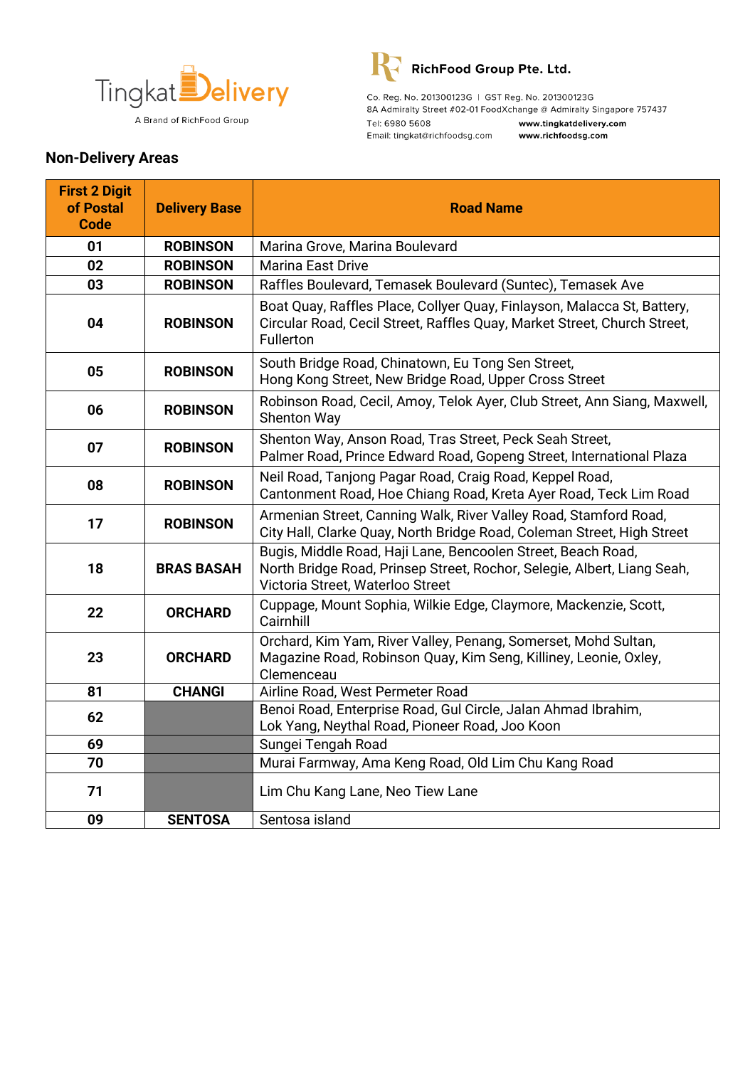TingkatDelivery
A Brand of RichFood Group

**RichFood Group Pte. Ltd.**

Co. Reg. No. 201300123G | GST Reg. No. 201300123G
8A Admiralty Street #02-01 FoodXchange @ Admiralty Singapore 757437
Tel: 6980 5608 www.tingkatdelivery.com
Email: tingkat@richfoodsg.com www.richfoodsg.com

## Non-Delivery Areas

| First 2 Digit of Postal Code | Delivery Base | Road Name |
|---|---|---|
| 01 | ROBINSON | Marina Grove, Marina Boulevard |
| 02 | ROBINSON | Marina East Drive |
| 03 | ROBINSON | Raffles Boulevard, Temasek Boulevard (Suntec), Temasek Ave |
| 04 | ROBINSON | Boat Quay, Raffles Place, Collyer Quay, Finlayson, Malacca St, Battery, Circular Road, Cecil Street, Raffles Quay, Market Street, Church Street, Fullerton |
| 05 | ROBINSON | South Bridge Road, Chinatown, Eu Tong Sen Street, Hong Kong Street, New Bridge Road, Upper Cross Street |
| 06 | ROBINSON | Robinson Road, Cecil, Amoy, Telok Ayer, Club Street, Ann Siang, Maxwell, Shenton Way |
| 07 | ROBINSON | Shenton Way, Anson Road, Tras Street, Peck Seah Street, Palmer Road, Prince Edward Road, Gopeng Street, International Plaza |
| 08 | ROBINSON | Neil Road, Tanjong Pagar Road, Craig Road, Keppel Road, Cantonment Road, Hoe Chiang Road, Kreta Ayer Road, Teck Lim Road |
| 17 | ROBINSON | Armenian Street, Canning Walk, River Valley Road, Stamford Road, City Hall, Clarke Quay, North Bridge Road, Coleman Street, High Street |
| 18 | BRAS BASAH | Bugis, Middle Road, Haji Lane, Bencoolen Street, Beach Road, North Bridge Road, Prinsep Street, Rochor, Selegie, Albert, Liang Seah, Victoria Street, Waterloo Street |
| 22 | ORCHARD | Cuppage, Mount Sophia, Wilkie Edge, Claymore, Mackenzie, Scott, Cairnhill |
| 23 | ORCHARD | Orchard, Kim Yam, River Valley, Penang, Somerset, Mohd Sultan, Magazine Road, Robinson Quay, Kim Seng, Killiney, Leonie, Oxley, Clemenceau |
| 81 | CHANGI | Airline Road, West Permeter Road |
| 62 | | Benoi Road, Enterprise Road, Gul Circle, Jalan Ahmad Ibrahim, Lok Yang, Neythal Road, Pioneer Road, Joo Koon |
| 69 | | Sungei Tengah Road |
| 70 | | Murai Farmway, Ama Keng Road, Old Lim Chu Kang Road |
| 71 | | Lim Chu Kang Lane, Neo Tiew Lane |
| 09 | SENTOSA | Sentosa island |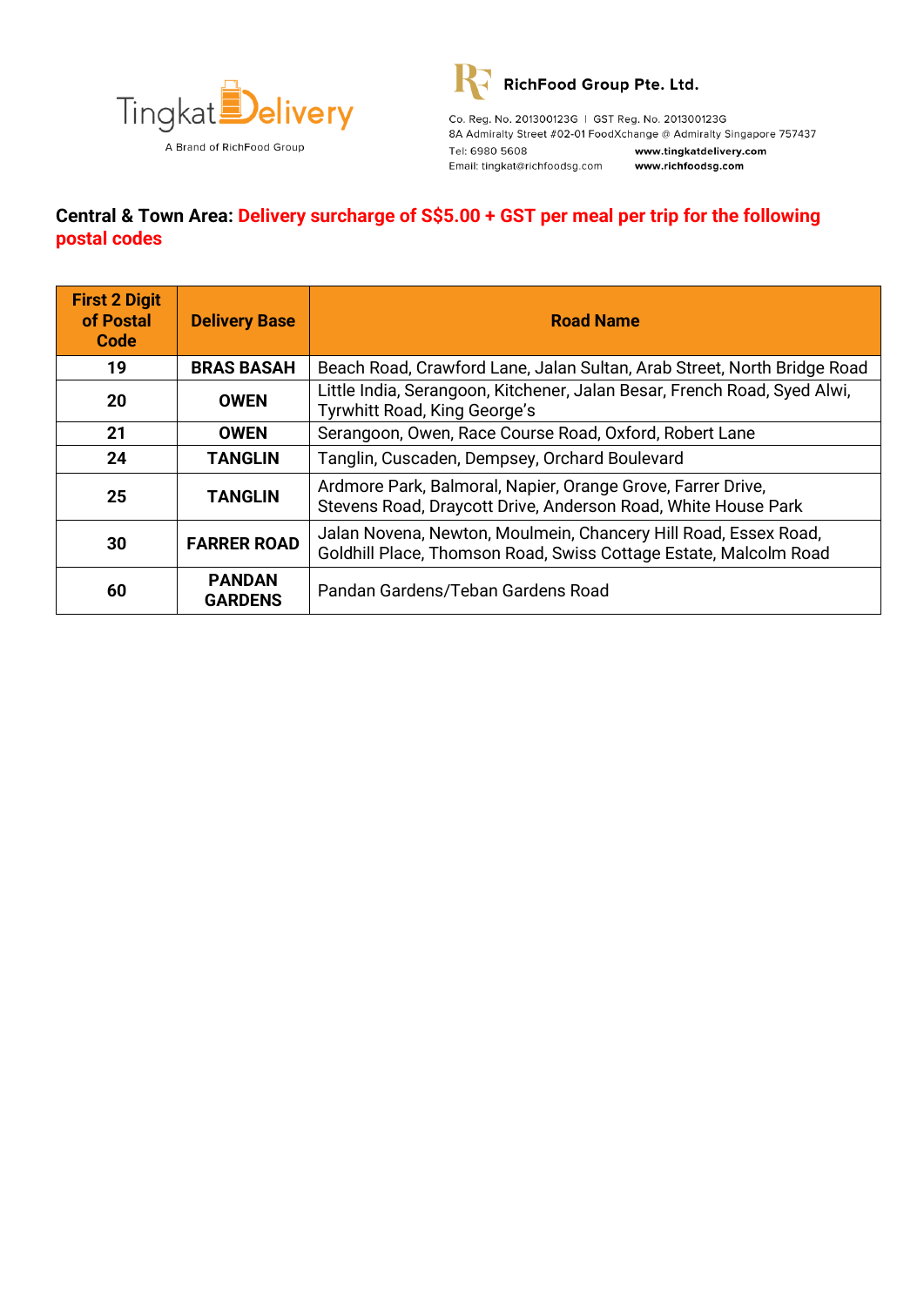TingkatDelivery

A Brand of RichFood Group

**RichFood Group Pte. Ltd.**

Co. Reg. No. 201300123G | GST Reg. No. 201300123G
8A Admiralty Street #02-01 FoodXchange @ Admiralty Singapore 757437
Tel: 6980 5608 www.tingkatdelivery.com
Email: tingkat@richfoodsg.com www.richfoodsg.com

## Central & Town Area: Delivery surcharge of S$5.00 + GST per meal per trip for the following postal codes

| First 2 Digit of Postal Code | Delivery Base | Road Name |
|---|---|---|
| **19** | **BRAS BASAH** | Beach Road, Crawford Lane, Jalan Sultan, Arab Street, North Bridge Road |
| **20** | **OWEN** | Little India, Serangoon, Kitchener, Jalan Besar, French Road, Syed Alwi, Tyrwhitt Road, King George's |
| **21** | **OWEN** | Serangoon, Owen, Race Course Road, Oxford, Robert Lane |
| **24** | **TANGLIN** | Tanglin, Cuscaden, Dempsey, Orchard Boulevard |
| **25** | **TANGLIN** | Ardmore Park, Balmoral, Napier, Orange Grove, Farrer Drive, Stevens Road, Draycott Drive, Anderson Road, White House Park |
| **30** | **FARRER ROAD** | Jalan Novena, Newton, Moulmein, Chancery Hill Road, Essex Road, Goldhill Place, Thomson Road, Swiss Cottage Estate, Malcolm Road |
| **60** | **PANDAN GARDENS** | Pandan Gardens/Teban Gardens Road |